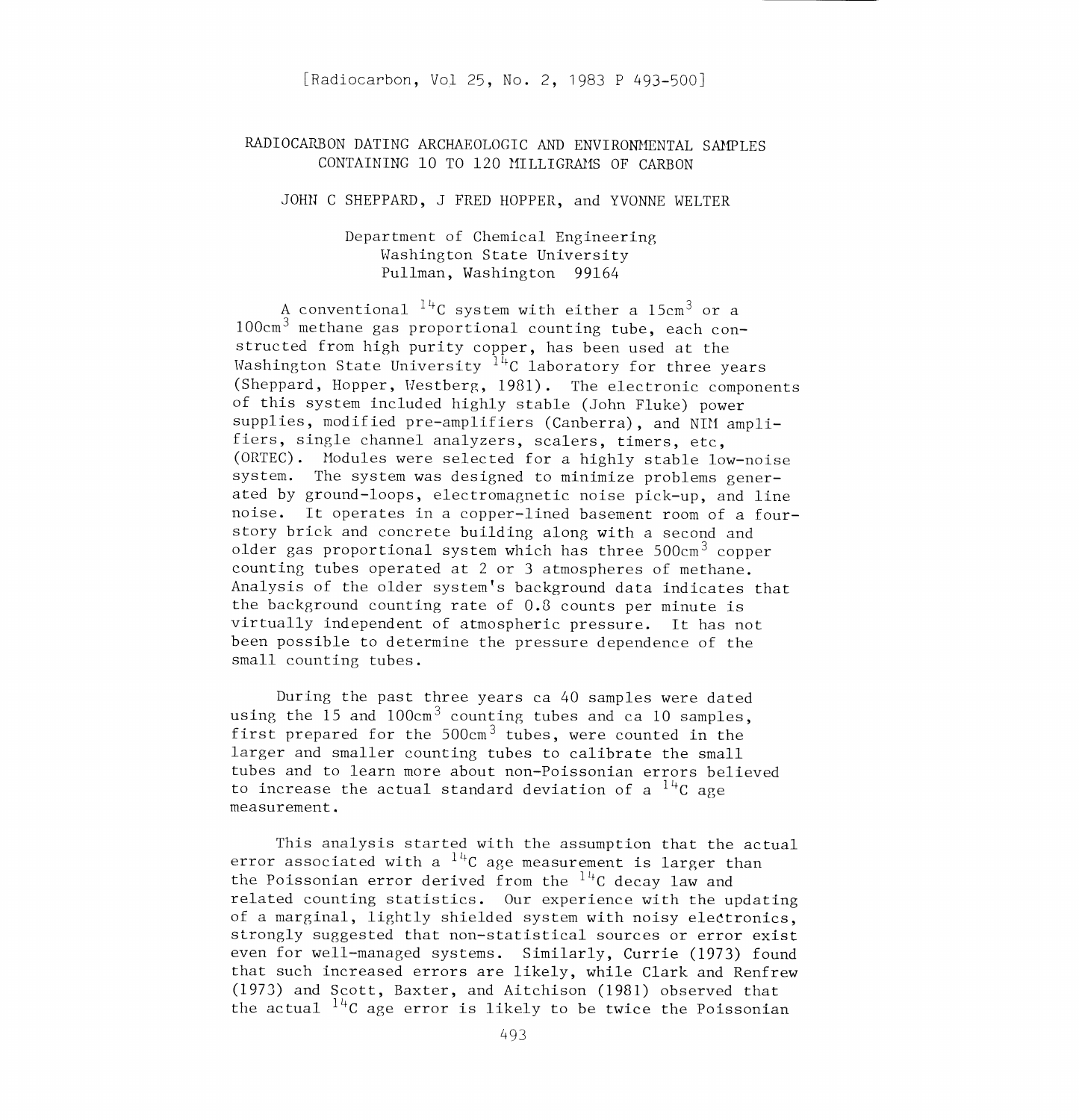# RADIOCARBON DATING ARCHAEOLOGIC AND ENVIRONMENTAL SAMPLES CONTAINING 10 TO 120 MILLIGRAMS OF CARBON

JOHN C SHEPPARD, J FRED HOPPER, and YVONNE WELTER

Department of Chemical Engineering
Washington State University
Pullman, Washington 99164

A conventional $^{14}C$ system with either a $15cm^3$ or a $100cm^3$ methane gas proportional counting tube, each constructed from high purity copper, has been used at the Washington State University $^{14}C$ laboratory for three years (Sheppard, Hopper, Westberg, 1981). The electronic components of this system included highly stable (John Fluke) power supplies, modified pre-amplifiers (Canberra), and NIM amplifiers, single channel analyzers, scalers, timers, etc, (ORTEC). Modules were selected for a highly stable low-noise system. The system was designed to minimize problems generated by ground-loops, electromagnetic noise pick-up, and line noise. It operates in a copper-lined basement room of a four-story brick and concrete building along with a second and older gas proportional system which has three $500cm^3$ copper counting tubes operated at 2 or 3 atmospheres of methane. Analysis of the older system's background data indicates that the background counting rate of 0.8 counts per minute is virtually independent of atmospheric pressure. It has not been possible to determine the pressure dependence of the small counting tubes.

During the past three years ca 40 samples were dated using the 15 and $100cm^3$ counting tubes and ca 10 samples, first prepared for the $500cm^3$ tubes, were counted in the larger and smaller counting tubes to calibrate the small tubes and to learn more about non-Poissonian errors believed to increase the actual standard deviation of a $^{14}C$ age measurement.

This analysis started with the assumption that the actual error associated with a $^{14}C$ age measurement is larger than the Poissonian error derived from the $^{14}C$ decay law and related counting statistics. Our experience with the updating of a marginal, lightly shielded system with noisy electronics, strongly suggested that non-statistical sources or error exist even for well-managed systems. Similarly, Currie (1973) found that such increased errors are likely, while Clark and Renfrew (1973) and Scott, Baxter, and Aitchison (1981) observed that the actual $^{14}C$ age error is likely to be twice the Poissonian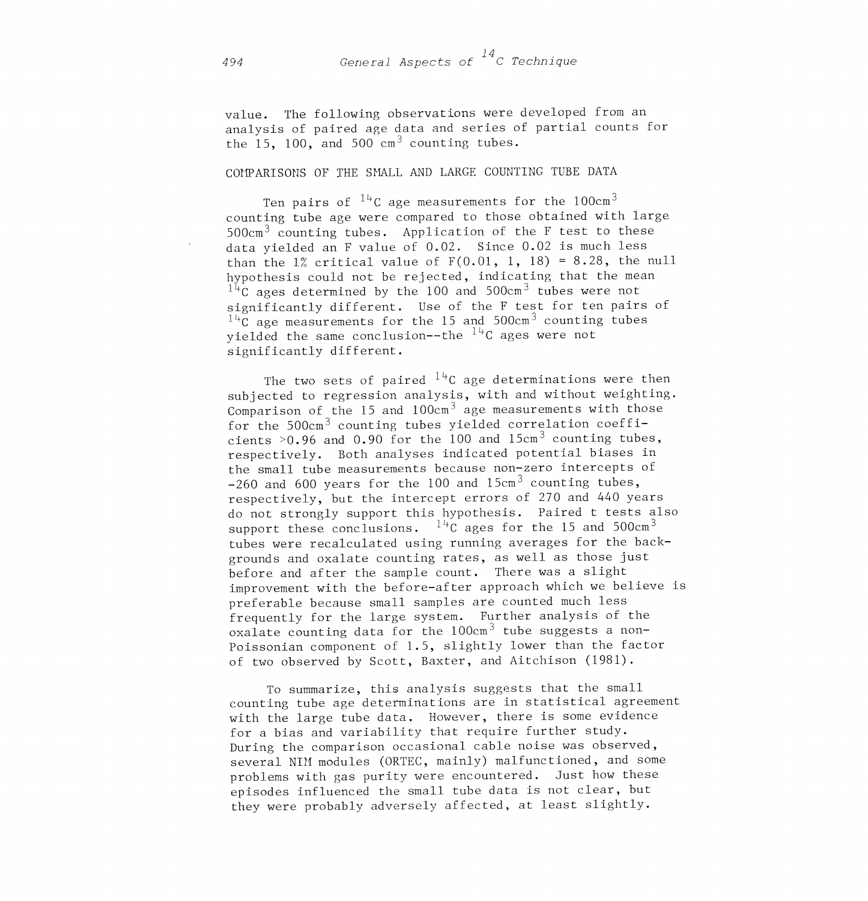value. The following observations were developed from an analysis of paired age data and series of partial counts for the 15, 100, and 500 $cm^3$ counting tubes.

## COMPARISONS OF THE SMALL AND LARGE COUNTING TUBE DATA

Ten pairs of $^{14}C$ age measurements for the $100cm^3$ counting tube age were compared to those obtained with large $500cm^3$ counting tubes. Application of the F test to these data yielded an F value of 0.02. Since 0.02 is much less than the 1% critical value of $F(0.01, 1, 18) = 8.28$, the null hypothesis could not be rejected, indicating that the mean $^{14}C$ ages determined by the 100 and $500cm^3$ tubes were not significantly different. Use of the F test for ten pairs of $^{14}C$ age measurements for the 15 and $500cm^3$ counting tubes yielded the same conclusion--the $^{14}C$ ages were not significantly different.

The two sets of paired $^{14}C$ age determinations were then subjected to regression analysis, with and without weighting. Comparison of the 15 and $100cm^3$ age measurements with those for the $500cm^3$ counting tubes yielded correlation coefficients $>0.96$ and 0.90 for the 100 and $15cm^3$ counting tubes, respectively. Both analyses indicated potential biases in the small tube measurements because non-zero intercepts of $-260$ and 600 years for the 100 and $15cm^3$ counting tubes, respectively, but the intercept errors of 270 and 440 years do not strongly support this hypothesis. Paired t tests also support these conclusions. $^{14}C$ ages for the 15 and $500cm^3$ tubes were recalculated using running averages for the backgrounds and oxalate counting rates, as well as those just before and after the sample count. There was a slight improvement with the before-after approach which we believe is preferable because small samples are counted much less frequently for the large system. Further analysis of the oxalate counting data for the $100cm^3$ tube suggests a non-Poissonian component of 1.5, slightly lower than the factor of two observed by Scott, Baxter, and Aitchison (1981).

To summarize, this analysis suggests that the small counting tube age determinations are in statistical agreement with the large tube data. However, there is some evidence for a bias and variability that require further study. During the comparison occasional cable noise was observed, several NIM modules (ORTEC, mainly) malfunctioned, and some problems with gas purity were encountered. Just how these episodes influenced the small tube data is not clear, but they were probably adversely affected, at least slightly.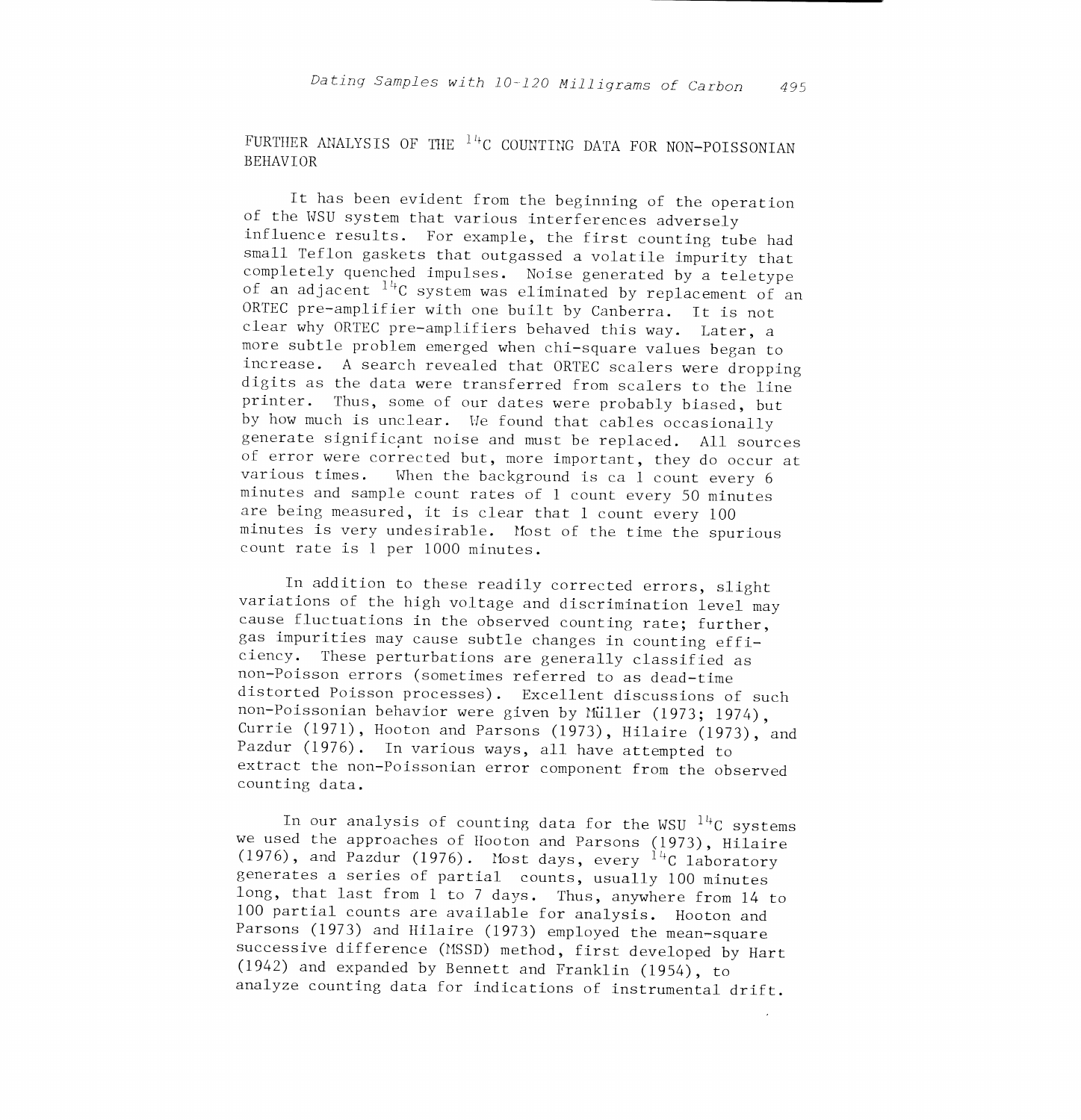## FURTHER ANALYSIS OF THE $^{14}C$ COUNTING DATA FOR NON-POISSONIAN BEHAVIOR

It has been evident from the beginning of the operation of the WSU system that various interferences adversely influence results. For example, the first counting tube had small Teflon gaskets that outgassed a volatile impurity that completely quenched impulses. Noise generated by a teletype of an adjacent $^{14}C$ system was eliminated by replacement of an ORTEC pre-amplifier with one built by Canberra. It is not clear why ORTEC pre-amplifiers behaved this way. Later, a more subtle problem emerged when chi-square values began to increase. A search revealed that ORTEC scalers were dropping digits as the data were transferred from scalers to the line printer. Thus, some of our dates were probably biased, but by how much is unclear. We found that cables occasionally generate significant noise and must be replaced. All sources of error were corrected but, more important, they do occur at various times. When the background is ca 1 count every 6 minutes and sample count rates of 1 count every 50 minutes are being measured, it is clear that 1 count every 100 minutes is very undesirable. Most of the time the spurious count rate is 1 per 1000 minutes.

In addition to these readily corrected errors, slight variations of the high voltage and discrimination level may cause fluctuations in the observed counting rate; further, gas impurities may cause subtle changes in counting efficiency. These perturbations are generally classified as non-Poisson errors (sometimes referred to as dead-time distorted Poisson processes). Excellent discussions of such non-Poissonian behavior were given by Müller (1973; 1974), Currie (1971), Hooton and Parsons (1973), Hilaire (1973), and Pazdur (1976). In various ways, all have attempted to extract the non-Poissonian error component from the observed counting data.

In our analysis of counting data for the WSU $^{14}C$ systems we used the approaches of Hooton and Parsons (1973), Hilaire (1976), and Pazdur (1976). Most days, every $^{14}C$ laboratory generates a series of partial counts, usually 100 minutes long, that last from 1 to 7 days. Thus, anywhere from 14 to 100 partial counts are available for analysis. Hooton and Parsons (1973) and Hilaire (1973) employed the mean-square successive difference (MSSD) method, first developed by Hart (1942) and expanded by Bennett and Franklin (1954), to analyze counting data for indications of instrumental drift.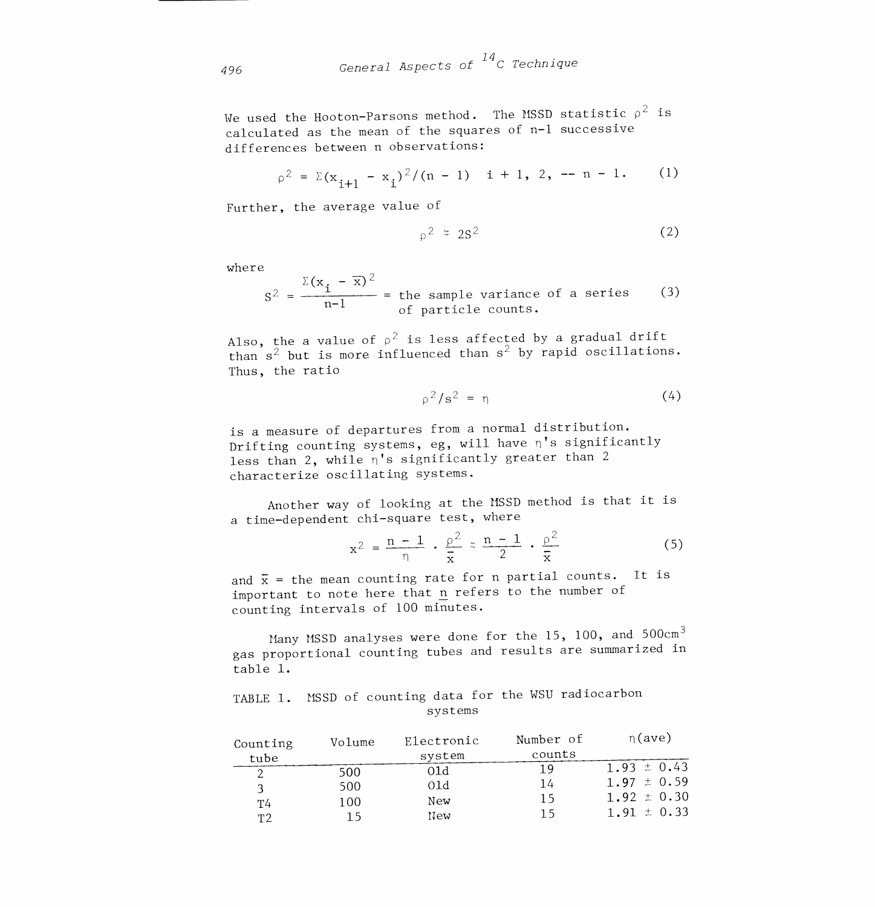We used the Hooton-Parsons method. The MSSD statistic $\rho^2$ is calculated as the mean of the squares of n-1 successive differences between n observations:

$$\rho^2 = \Sigma(x_{i+1} - x_i)^2/(n - 1) \quad i + 1, 2, \text{--} \; n - 1. \tag{1}$$

Further, the average value of

$$\rho^2 \approx 2S^2 \tag{2}$$

where

$$S^2 = \frac{\Sigma(x_i - \overline{x})^2}{n-1} = \text{the sample variance of a series of particle counts.} \tag{3}$$

Also, the a value of $\rho^2$ is less affected by a gradual drift than $s^2$ but is more influenced than $s^2$ by rapid oscillations. Thus, the ratio

$$\rho^2/s^2 = \eta \tag{4}$$

is a measure of departures from a normal distribution. Drifting counting systems, eg, will have $\eta$'s significantly less than 2, while $\eta$'s significantly greater than 2 characterize oscillating systems.

Another way of looking at the MSSD method is that it is a time-dependent chi-square test, where

$$x^2 = \frac{n - 1}{\eta} \cdot \frac{\rho^2}{\overline{x}} \approx \frac{n - 1}{2} \cdot \frac{\rho^2}{\overline{x}} \tag{5}$$

and $\overline{x}$ = the mean counting rate for n partial counts. It is important to note here that n refers to the number of counting intervals of 100 minutes.

Many MSSD analyses were done for the 15, 100, and 500cm$^3$ gas proportional counting tubes and results are summarized in table 1.

TABLE 1. MSSD of counting data for the WSU radiocarbon systems

| Counting tube | Volume | Electronic system | Number of counts | $\eta$(ave) |
|---|---|---|---|---|
| 2 | 500 | Old | 19 | 1.93 ± 0.43 |
| 3 | 500 | Old | 14 | 1.97 ± 0.59 |
| T4 | 100 | New | 15 | 1.92 ± 0.30 |
| T2 | 15 | New | 15 | 1.91 ± 0.33 |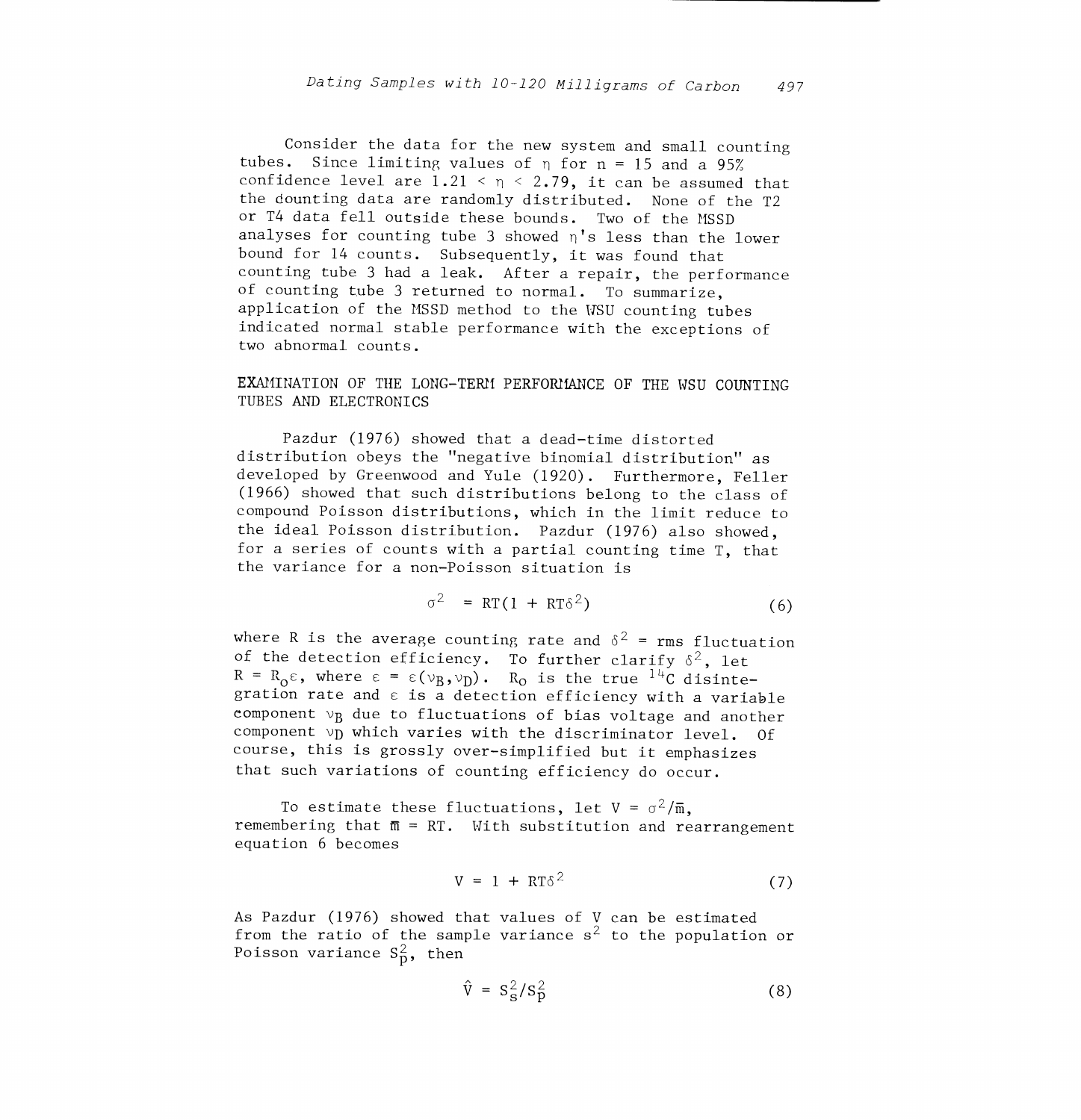Consider the data for the new system and small counting tubes. Since limiting values of $\eta$ for $n = 15$ and a 95% confidence level are $1.21 < \eta < 2.79$, it can be assumed that the counting data are randomly distributed. None of the T2 or T4 data fell outside these bounds. Two of the MSSD analyses for counting tube 3 showed $\eta$'s less than the lower bound for 14 counts. Subsequently, it was found that counting tube 3 had a leak. After a repair, the performance of counting tube 3 returned to normal. To summarize, application of the MSSD method to the WSU counting tubes indicated normal stable performance with the exceptions of two abnormal counts.

## EXAMINATION OF THE LONG-TERM PERFORMANCE OF THE WSU COUNTING TUBES AND ELECTRONICS

Pazdur (1976) showed that a dead-time distorted distribution obeys the "negative binomial distribution" as developed by Greenwood and Yule (1920). Furthermore, Feller (1966) showed that such distributions belong to the class of compound Poisson distributions, which in the limit reduce to the ideal Poisson distribution. Pazdur (1976) also showed, for a series of counts with a partial counting time T, that the variance for a non-Poisson situation is

$$\sigma^2 = RT(1 + RT\delta^2) \tag{6}$$

where R is the average counting rate and $\delta^2$ = rms fluctuation of the detection efficiency. To further clarify $\delta^2$, let $R = R_o\varepsilon$, where $\varepsilon = \varepsilon(\nu_B, \nu_D)$. $R_o$ is the true $^{14}C$ disintegration rate and $\varepsilon$ is a detection efficiency with a variable component $\nu_B$ due to fluctuations of bias voltage and another component $\nu_D$ which varies with the discriminator level. Of course, this is grossly over-simplified but it emphasizes that such variations of counting efficiency do occur.

To estimate these fluctuations, let $V = \sigma^2/\bar{m}$, remembering that $\bar{m} = RT$. With substitution and rearrangement equation 6 becomes

$$V = 1 + RT\delta^2 \tag{7}$$

As Pazdur (1976) showed that values of V can be estimated from the ratio of the sample variance $s^2$ to the population or Poisson variance $S_P^2$, then

$$\hat{V} = S_S^2/S_P^2 \tag{8}$$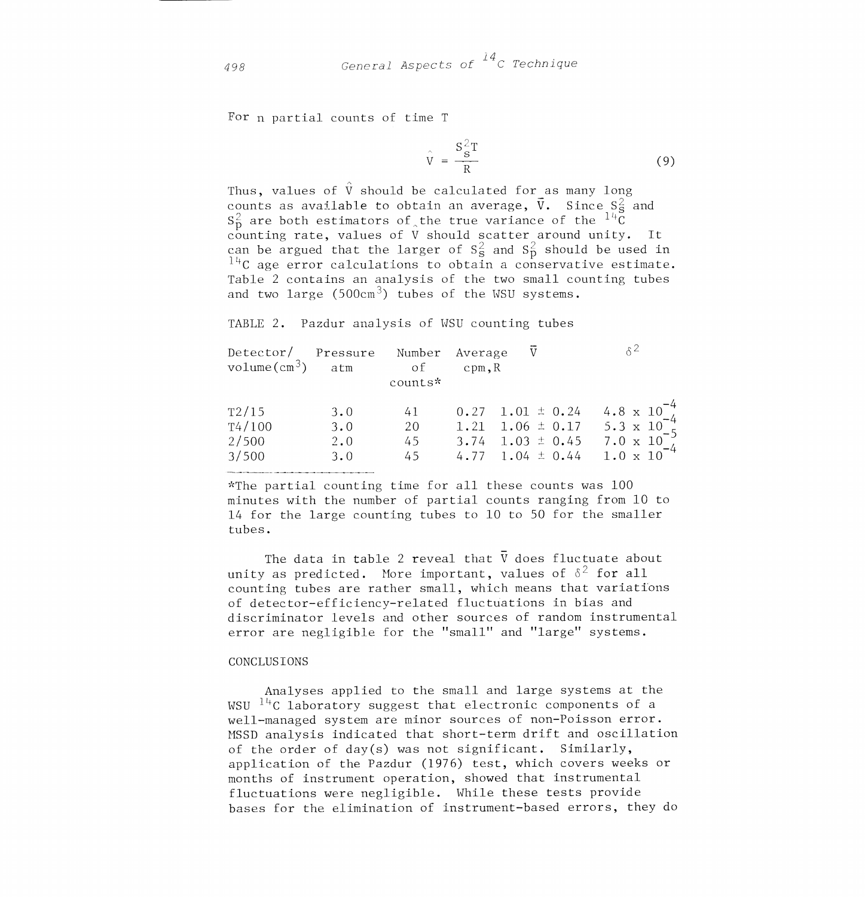For n partial counts of time T

$$\hat{V} = \frac{S_s^2 T}{R} \tag{9}$$

Thus, values of $\hat{V}$ should be calculated for as many long counts as available to obtain an average, $\bar{V}$. Since $S_s^2$ and $S_p^2$ are both estimators of the true variance of the $^{14}C$ counting rate, values of $\hat{V}$ should scatter around unity. It can be argued that the larger of $S_s^2$ and $S_p^2$ should be used in $^{14}C$ age error calculations to obtain a conservative estimate. Table 2 contains an analysis of the two small counting tubes and two large (500cm$^3$) tubes of the WSU systems.

TABLE 2. Pazdur analysis of WSU counting tubes

| Detector/ volume(cm$^3$) | Pressure atm | Number of counts* | Average cpm, R | $\bar{V}$ | $\delta^2$ |
|---|---|---|---|---|---|
| T2/15 | 3.0 | 41 | 0.27 | 1.01 ± 0.24 | $4.8 \times 10^{-4}$ |
| T4/100 | 3.0 | 20 | 1.21 | 1.06 ± 0.17 | $5.3 \times 10^{-4}$ |
| 2/500 | 2.0 | 45 | 3.74 | 1.03 ± 0.45 | $7.0 \times 10^{-5}$ |
| 3/500 | 3.0 | 45 | 4.77 | 1.04 ± 0.44 | $1.0 \times 10^{-4}$ |

*The partial counting time for all these counts was 100 minutes with the number of partial counts ranging from 10 to 14 for the large counting tubes to 10 to 50 for the smaller tubes.

The data in table 2 reveal that $\bar{V}$ does fluctuate about unity as predicted. More important, values of $\delta^2$ for all counting tubes are rather small, which means that variations of detector-efficiency-related fluctuations in bias and discriminator levels and other sources of random instrumental error are negligible for the "small" and "large" systems.

## CONCLUSIONS

Analyses applied to the small and large systems at the WSU $^{14}C$ laboratory suggest that electronic components of a well-managed system are minor sources of non-Poisson error. MSSD analysis indicated that short-term drift and oscillation of the order of day(s) was not significant. Similarly, application of the Pazdur (1976) test, which covers weeks or months of instrument operation, showed that instrumental fluctuations were negligible. While these tests provide bases for the elimination of instrument-based errors, they do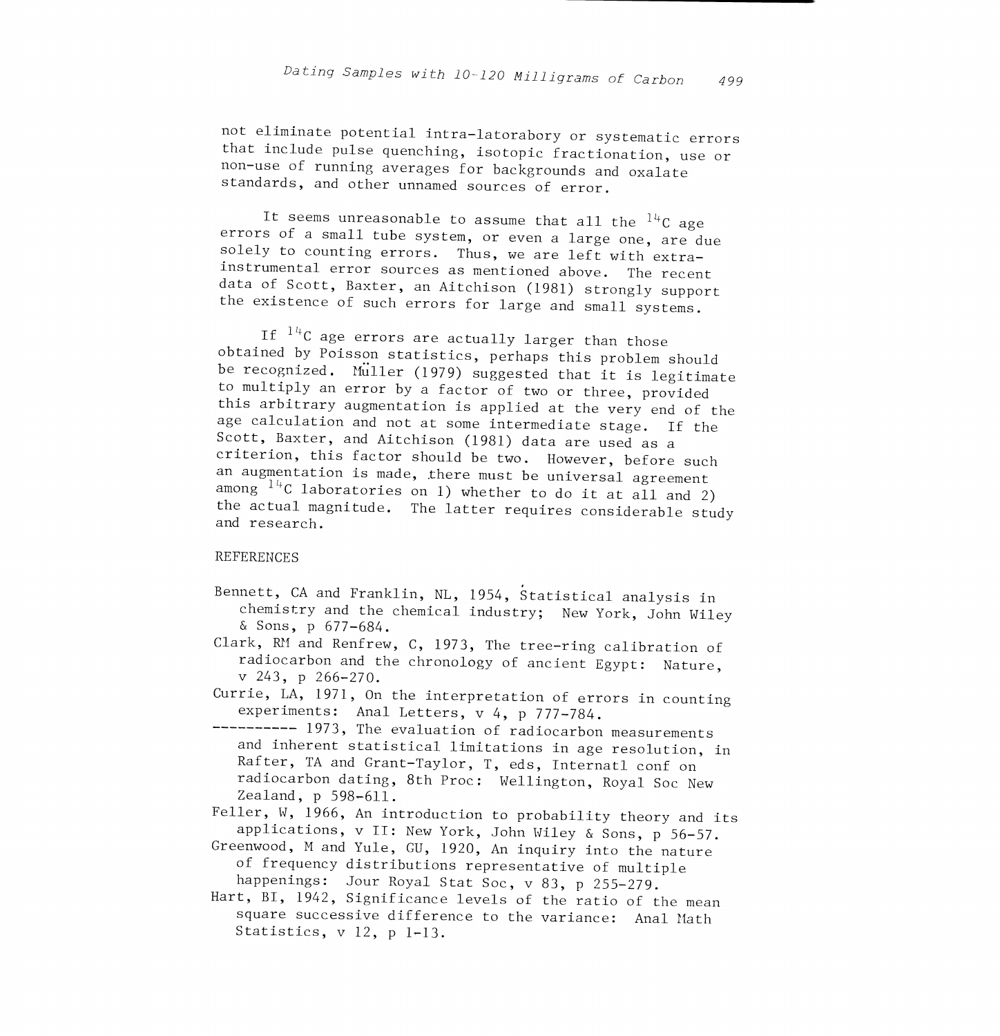not eliminate potential intra-latorabory or systematic errors that include pulse quenching, isotopic fractionation, use or non-use of running averages for backgrounds and oxalate standards, and other unnamed sources of error.

It seems unreasonable to assume that all the $^{14}C$ age errors of a small tube system, or even a large one, are due solely to counting errors. Thus, we are left with extra-instrumental error sources as mentioned above. The recent data of Scott, Baxter, an Aitchison (1981) strongly support the existence of such errors for large and small systems.

If $^{14}C$ age errors are actually larger than those obtained by Poisson statistics, perhaps this problem should be recognized. Müller (1979) suggested that it is legitimate to multiply an error by a factor of two or three, provided this arbitrary augmentation is applied at the very end of the age calculation and not at some intermediate stage. If the Scott, Baxter, and Aitchison (1981) data are used as a criterion, this factor should be two. However, before such an augmentation is made, there must be universal agreement among $^{14}C$ laboratories on 1) whether to do it at all and 2) the actual magnitude. The latter requires considerable study and research.

## REFERENCES

Bennett, CA and Franklin, NL, 1954, Statistical analysis in chemistry and the chemical industry; New York, John Wiley & Sons, p 677-684.

Clark, RM and Renfrew, C, 1973, The tree-ring calibration of radiocarbon and the chronology of ancient Egypt: Nature, v 243, p 266-270.

Currie, LA, 1971, On the interpretation of errors in counting experiments: Anal Letters, v 4, p 777-784.

---------- 1973, The evaluation of radiocarbon measurements and inherent statistical limitations in age resolution, in Rafter, TA and Grant-Taylor, T, eds, Internatl conf on radiocarbon dating, 8th Proc: Wellington, Royal Soc New Zealand, p 598-611.

Feller, W, 1966, An introduction to probability theory and its applications, v II: New York, John Wiley & Sons, p 56-57.

Greenwood, M and Yule, GU, 1920, An inquiry into the nature of frequency distributions representative of multiple happenings: Jour Royal Stat Soc, v 83, p 255-279.

Hart, BI, 1942, Significance levels of the ratio of the mean square successive difference to the variance: Anal Math Statistics, v 12, p 1-13.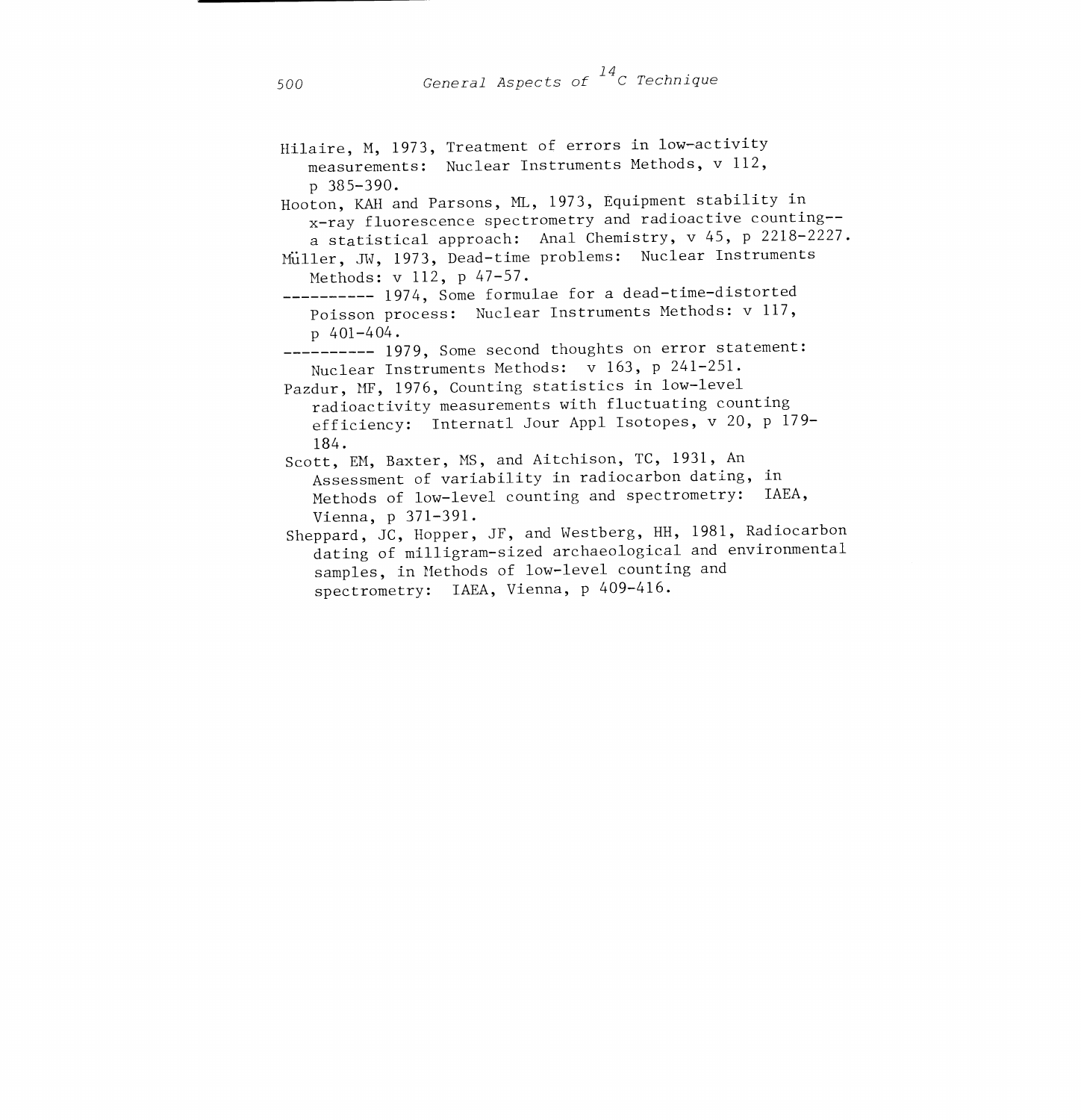Hilaire, M, 1973, Treatment of errors in low-activity measurements: Nuclear Instruments Methods, v 112, p 385-390.

Hooton, KAH and Parsons, ML, 1973, Equipment stability in x-ray fluorescence spectrometry and radioactive counting--a statistical approach: Anal Chemistry, v 45, p 2218-2227.

Müller, JW, 1973, Dead-time problems: Nuclear Instruments Methods: v 112, p 47-57.

---------- 1974, Some formulae for a dead-time-distorted Poisson process: Nuclear Instruments Methods: v 117, p 401-404.

---------- 1979, Some second thoughts on error statement: Nuclear Instruments Methods: v 163, p 241-251.

Pazdur, MF, 1976, Counting statistics in low-level radioactivity measurements with fluctuating counting efficiency: Internatl Jour Appl Isotopes, v 20, p 179-184.

Scott, EM, Baxter, MS, and Aitchison, TC, 1931, An Assessment of variability in radiocarbon dating, in Methods of low-level counting and spectrometry: IAEA, Vienna, p 371-391.

Sheppard, JC, Hopper, JF, and Westberg, HH, 1981, Radiocarbon dating of milligram-sized archaeological and environmental samples, in Methods of low-level counting and spectrometry: IAEA, Vienna, p 409-416.